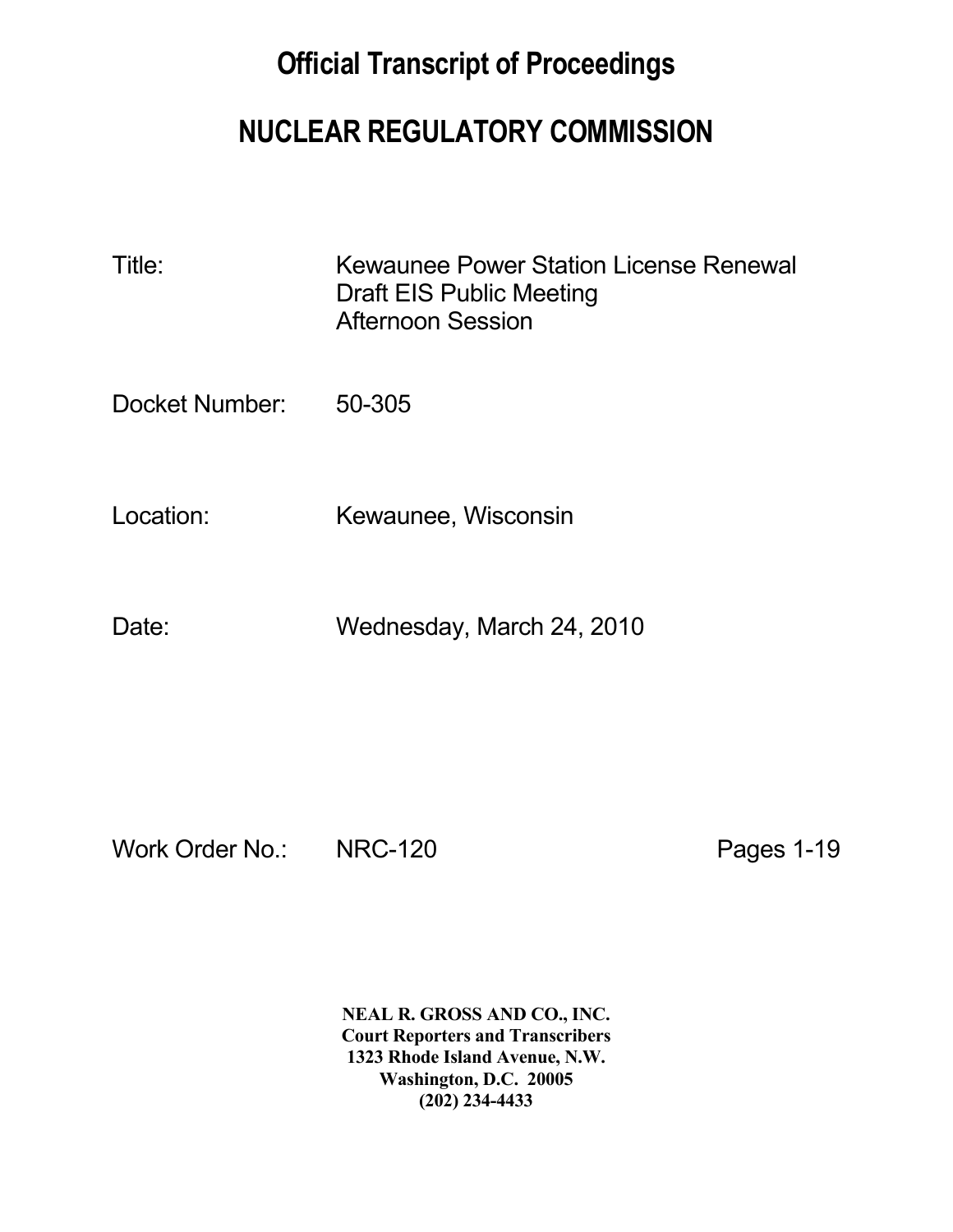# Official Transcript of Proceedings

# NUCLEAR REGULATORY COMMISSION

Title: Kewaunee Power Station License Renewal
Draft EIS Public Meeting
Afternoon Session

Docket Number: 50-305

Location: Kewaunee, Wisconsin

Date: Wednesday, March 24, 2010

Work Order No.: NRC-120 Pages 1-19

**NEAL R. GROSS AND CO., INC.**
**Court Reporters and Transcribers**
**1323 Rhode Island Avenue, N.W.**
**Washington, D.C. 20005**
**(202) 234-4433**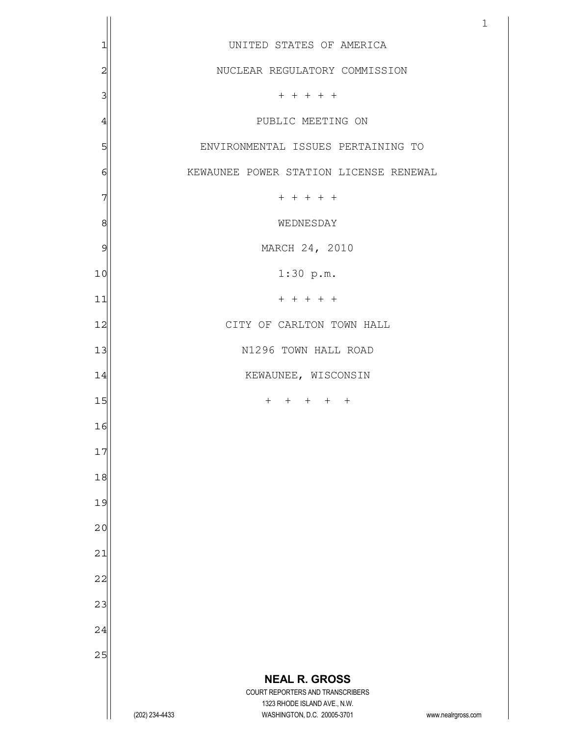UNITED STATES OF AMERICA

NUCLEAR REGULATORY COMMISSION

\+ + + + +

PUBLIC MEETING ON

ENVIRONMENTAL ISSUES PERTAINING TO

KEWAUNEE POWER STATION LICENSE RENEWAL

\+ + + + +

WEDNESDAY

MARCH 24, 2010

1:30 p.m.

\+ + + + +

CITY OF CARLTON TOWN HALL

N1296 TOWN HALL ROAD

KEWAUNEE, WISCONSIN

\+ + + + +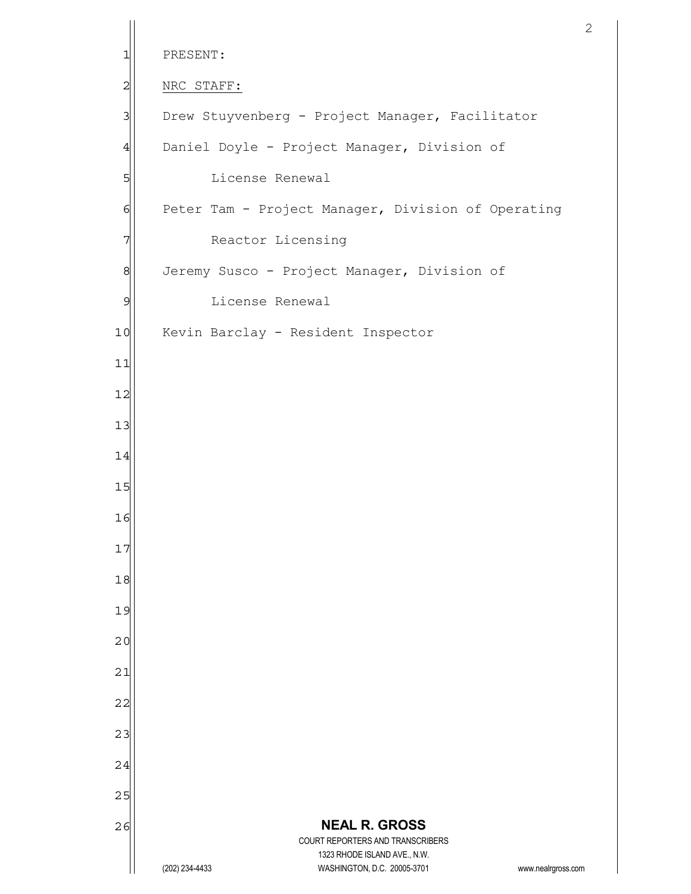PRESENT:

NRC STAFF:

Drew Stuyvenberg - Project Manager, Facilitator

Daniel Doyle - Project Manager, Division of License Renewal

Peter Tam - Project Manager, Division of Operating Reactor Licensing

Jeremy Susco - Project Manager, Division of License Renewal

Kevin Barclay - Resident Inspector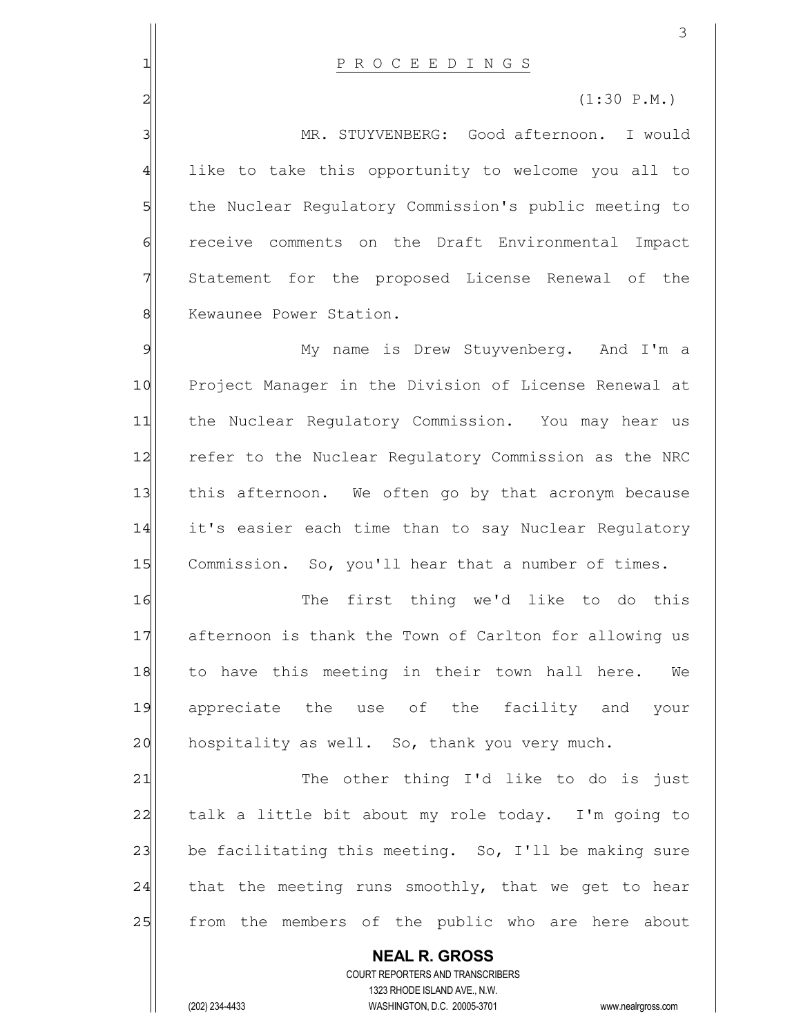P R O C E E D I N G S

(1:30 P.M.)

MR. STUYVENBERG: Good afternoon. I would like to take this opportunity to welcome you all to the Nuclear Regulatory Commission's public meeting to receive comments on the Draft Environmental Impact Statement for the proposed License Renewal of the Kewaunee Power Station.

My name is Drew Stuyvenberg. And I'm a Project Manager in the Division of License Renewal at the Nuclear Regulatory Commission. You may hear us refer to the Nuclear Regulatory Commission as the NRC this afternoon. We often go by that acronym because it's easier each time than to say Nuclear Regulatory Commission. So, you'll hear that a number of times.

The first thing we'd like to do this afternoon is thank the Town of Carlton for allowing us to have this meeting in their town hall here. We appreciate the use of the facility and your hospitality as well. So, thank you very much.

The other thing I'd like to do is just talk a little bit about my role today. I'm going to be facilitating this meeting. So, I'll be making sure that the meeting runs smoothly, that we get to hear from the members of the public who are here about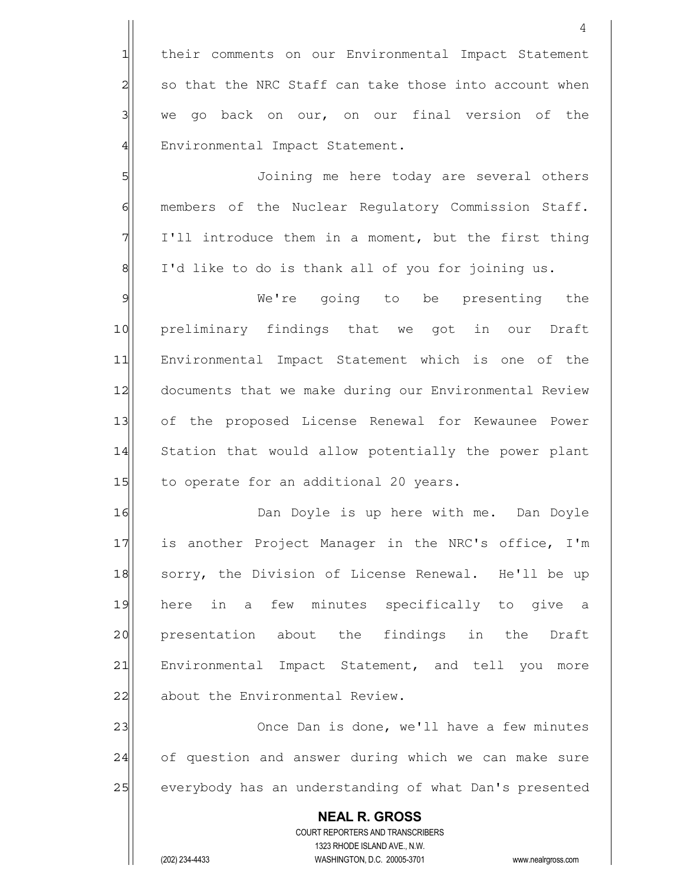their comments on our Environmental Impact Statement so that the NRC Staff can take those into account when we go back on our, on our final version of the Environmental Impact Statement.

Joining me here today are several others members of the Nuclear Regulatory Commission Staff. I'll introduce them in a moment, but the first thing I'd like to do is thank all of you for joining us.

We're going to be presenting the preliminary findings that we got in our Draft Environmental Impact Statement which is one of the documents that we make during our Environmental Review of the proposed License Renewal for Kewaunee Power Station that would allow potentially the power plant to operate for an additional 20 years.

Dan Doyle is up here with me. Dan Doyle is another Project Manager in the NRC's office, I'm sorry, the Division of License Renewal. He'll be up here in a few minutes specifically to give a presentation about the findings in the Draft Environmental Impact Statement, and tell you more about the Environmental Review.

Once Dan is done, we'll have a few minutes of question and answer during which we can make sure everybody has an understanding of what Dan's presented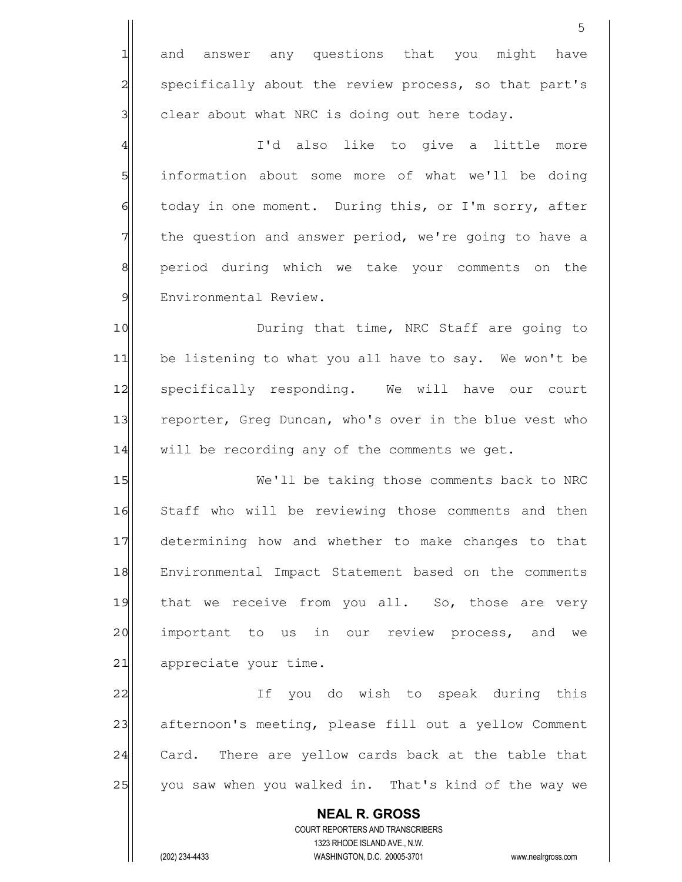and answer any questions that you might have specifically about the review process, so that part's clear about what NRC is doing out here today.

I'd also like to give a little more information about some more of what we'll be doing today in one moment. During this, or I'm sorry, after the question and answer period, we're going to have a period during which we take your comments on the Environmental Review.

During that time, NRC Staff are going to be listening to what you all have to say. We won't be specifically responding. We will have our court reporter, Greg Duncan, who's over in the blue vest who will be recording any of the comments we get.

We'll be taking those comments back to NRC Staff who will be reviewing those comments and then determining how and whether to make changes to that Environmental Impact Statement based on the comments that we receive from you all. So, those are very important to us in our review process, and we appreciate your time.

If you do wish to speak during this afternoon's meeting, please fill out a yellow Comment Card. There are yellow cards back at the table that you saw when you walked in. That's kind of the way we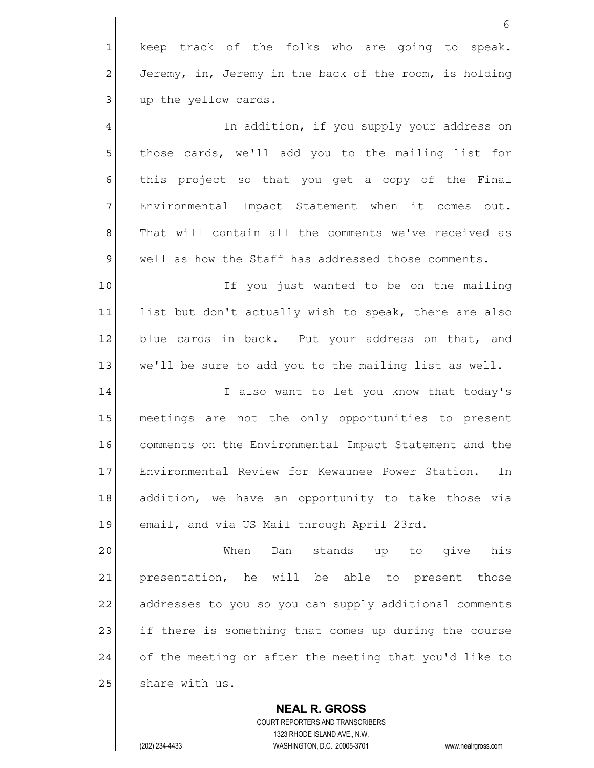keep track of the folks who are going to speak. Jeremy, in, Jeremy in the back of the room, is holding up the yellow cards.

In addition, if you supply your address on those cards, we'll add you to the mailing list for this project so that you get a copy of the Final Environmental Impact Statement when it comes out. That will contain all the comments we've received as well as how the Staff has addressed those comments.

If you just wanted to be on the mailing list but don't actually wish to speak, there are also blue cards in back. Put your address on that, and we'll be sure to add you to the mailing list as well.

I also want to let you know that today's meetings are not the only opportunities to present comments on the Environmental Impact Statement and the Environmental Review for Kewaunee Power Station. In addition, we have an opportunity to take those via email, and via US Mail through April 23rd.

When Dan stands up to give his presentation, he will be able to present those addresses to you so you can supply additional comments if there is something that comes up during the course of the meeting or after the meeting that you'd like to share with us.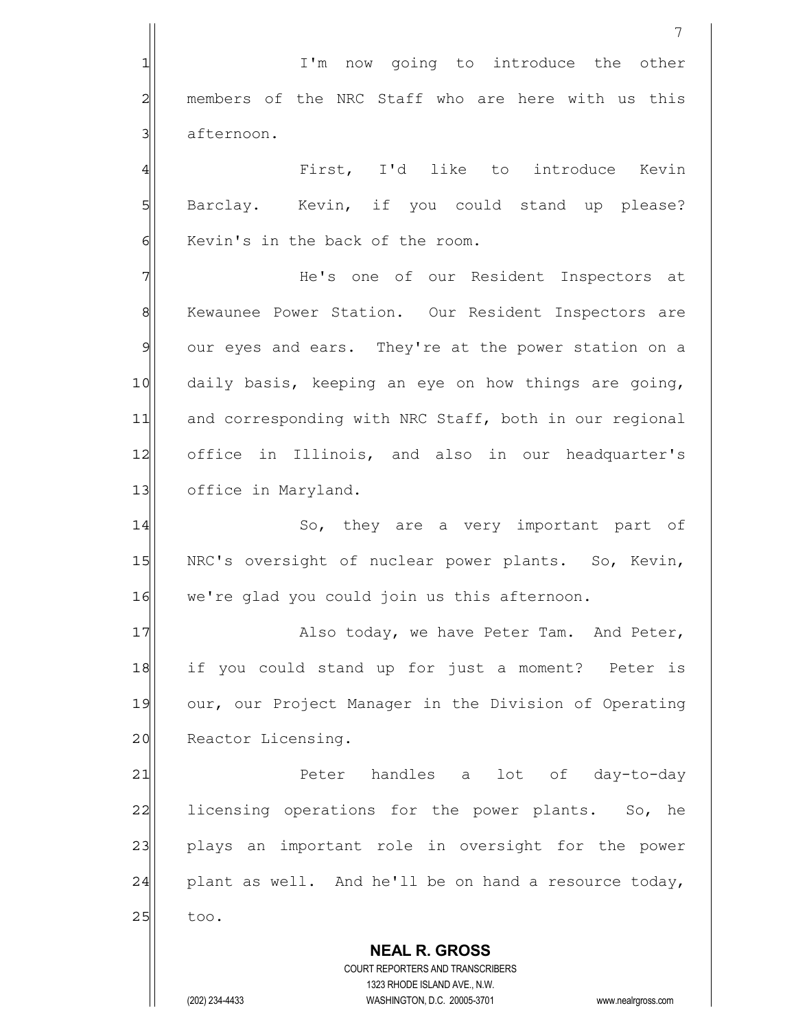I'm now going to introduce the other members of the NRC Staff who are here with us this afternoon.

First, I'd like to introduce Kevin Barclay. Kevin, if you could stand up please? Kevin's in the back of the room.

He's one of our Resident Inspectors at Kewaunee Power Station. Our Resident Inspectors are our eyes and ears. They're at the power station on a daily basis, keeping an eye on how things are going, and corresponding with NRC Staff, both in our regional office in Illinois, and also in our headquarter's office in Maryland.

So, they are a very important part of NRC's oversight of nuclear power plants. So, Kevin, we're glad you could join us this afternoon.

Also today, we have Peter Tam. And Peter, if you could stand up for just a moment? Peter is our, our Project Manager in the Division of Operating Reactor Licensing.

Peter handles a lot of day-to-day licensing operations for the power plants. So, he plays an important role in oversight for the power plant as well. And he'll be on hand a resource today, too.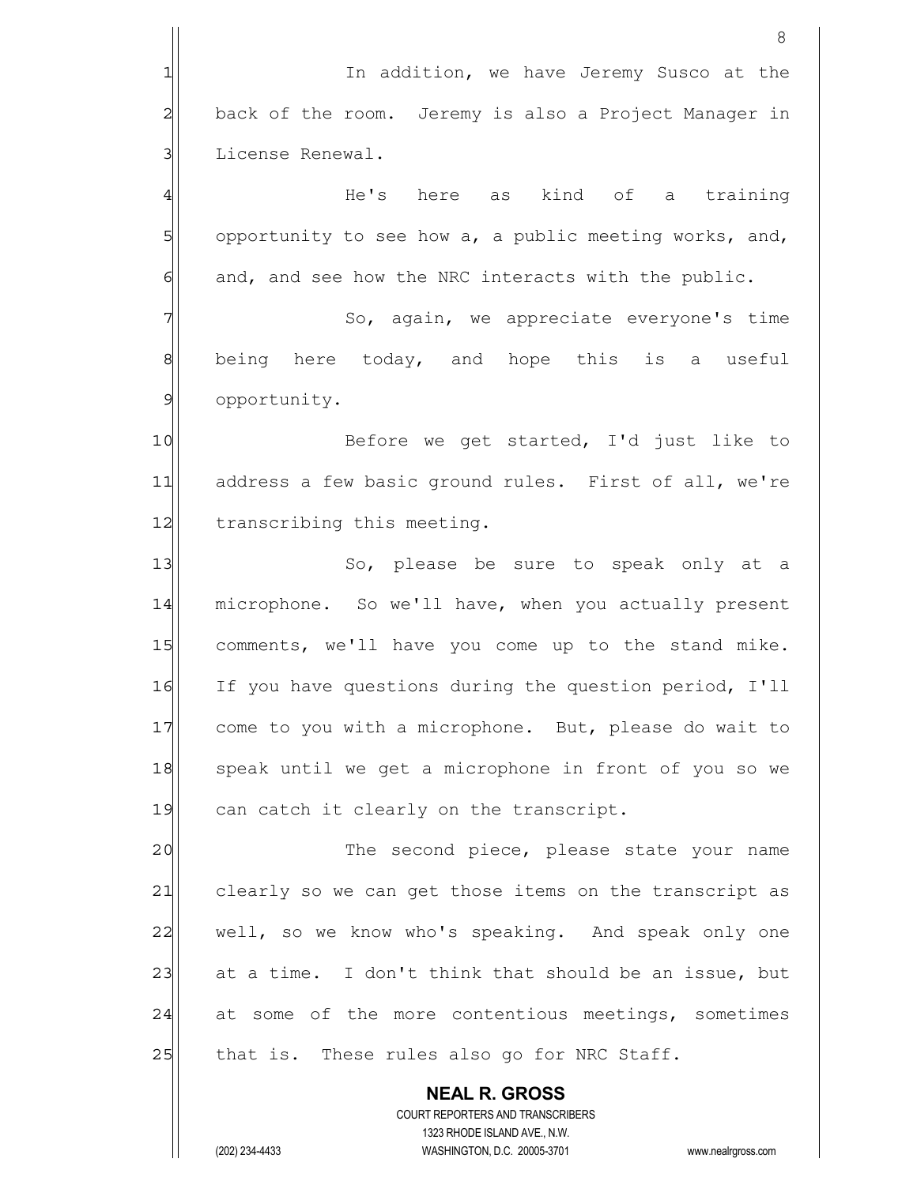In addition, we have Jeremy Susco at the back of the room. Jeremy is also a Project Manager in License Renewal.

He's here as kind of a training opportunity to see how a, a public meeting works, and, and, and see how the NRC interacts with the public.

So, again, we appreciate everyone's time being here today, and hope this is a useful opportunity.

Before we get started, I'd just like to address a few basic ground rules. First of all, we're transcribing this meeting.

So, please be sure to speak only at a microphone. So we'll have, when you actually present comments, we'll have you come up to the stand mike. If you have questions during the question period, I'll come to you with a microphone. But, please do wait to speak until we get a microphone in front of you so we can catch it clearly on the transcript.

The second piece, please state your name clearly so we can get those items on the transcript as well, so we know who's speaking. And speak only one at a time. I don't think that should be an issue, but at some of the more contentious meetings, sometimes that is. These rules also go for NRC Staff.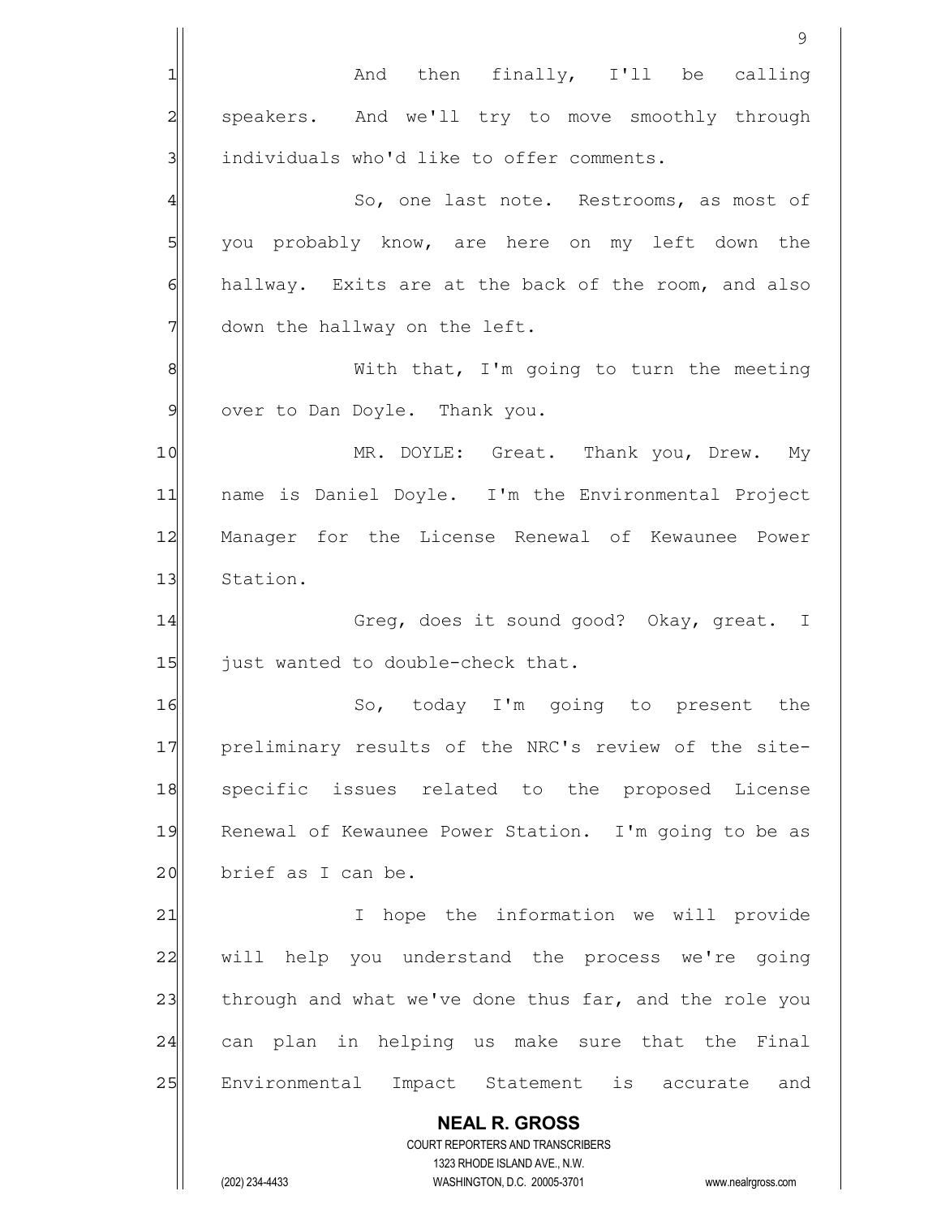And then finally, I'll be calling speakers. And we'll try to move smoothly through individuals who'd like to offer comments.

So, one last note. Restrooms, as most of you probably know, are here on my left down the hallway. Exits are at the back of the room, and also down the hallway on the left.

With that, I'm going to turn the meeting over to Dan Doyle. Thank you.

MR. DOYLE: Great. Thank you, Drew. My name is Daniel Doyle. I'm the Environmental Project Manager for the License Renewal of Kewaunee Power Station.

Greg, does it sound good? Okay, great. I just wanted to double-check that.

So, today I'm going to present the preliminary results of the NRC's review of the site-specific issues related to the proposed License Renewal of Kewaunee Power Station. I'm going to be as brief as I can be.

I hope the information we will provide will help you understand the process we're going through and what we've done thus far, and the role you can plan in helping us make sure that the Final Environmental Impact Statement is accurate and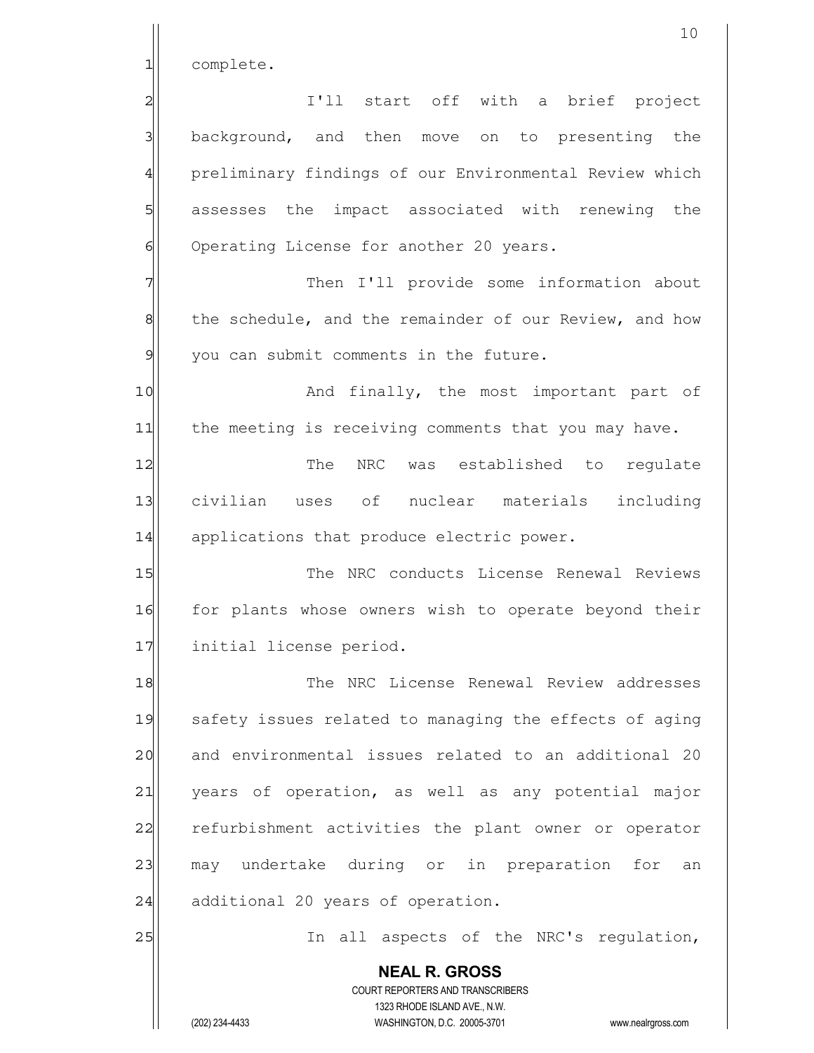complete.

I'll start off with a brief project background, and then move on to presenting the preliminary findings of our Environmental Review which assesses the impact associated with renewing the Operating License for another 20 years.

Then I'll provide some information about the schedule, and the remainder of our Review, and how you can submit comments in the future.

And finally, the most important part of the meeting is receiving comments that you may have.

The NRC was established to regulate civilian uses of nuclear materials including applications that produce electric power.

The NRC conducts License Renewal Reviews for plants whose owners wish to operate beyond their initial license period.

The NRC License Renewal Review addresses safety issues related to managing the effects of aging and environmental issues related to an additional 20 years of operation, as well as any potential major refurbishment activities the plant owner or operator may undertake during or in preparation for an additional 20 years of operation.

In all aspects of the NRC's regulation,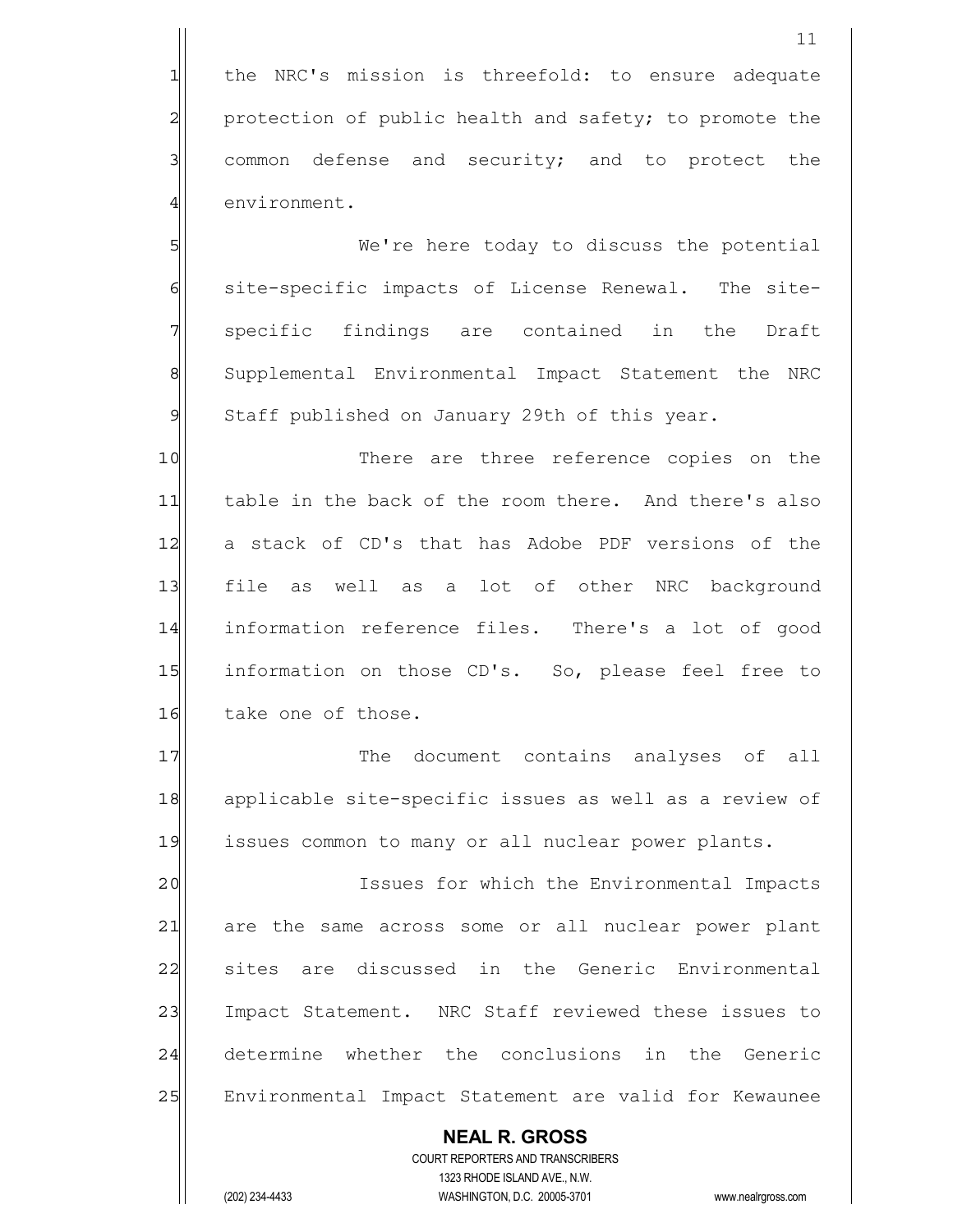the NRC's mission is threefold: to ensure adequate protection of public health and safety; to promote the common defense and security; and to protect the environment.

We're here today to discuss the potential site-specific impacts of License Renewal. The site-specific findings are contained in the Draft Supplemental Environmental Impact Statement the NRC Staff published on January 29th of this year.

There are three reference copies on the table in the back of the room there. And there's also a stack of CD's that has Adobe PDF versions of the file as well as a lot of other NRC background information reference files. There's a lot of good information on those CD's. So, please feel free to take one of those.

The document contains analyses of all applicable site-specific issues as well as a review of issues common to many or all nuclear power plants.

Issues for which the Environmental Impacts are the same across some or all nuclear power plant sites are discussed in the Generic Environmental Impact Statement. NRC Staff reviewed these issues to determine whether the conclusions in the Generic Environmental Impact Statement are valid for Kewaunee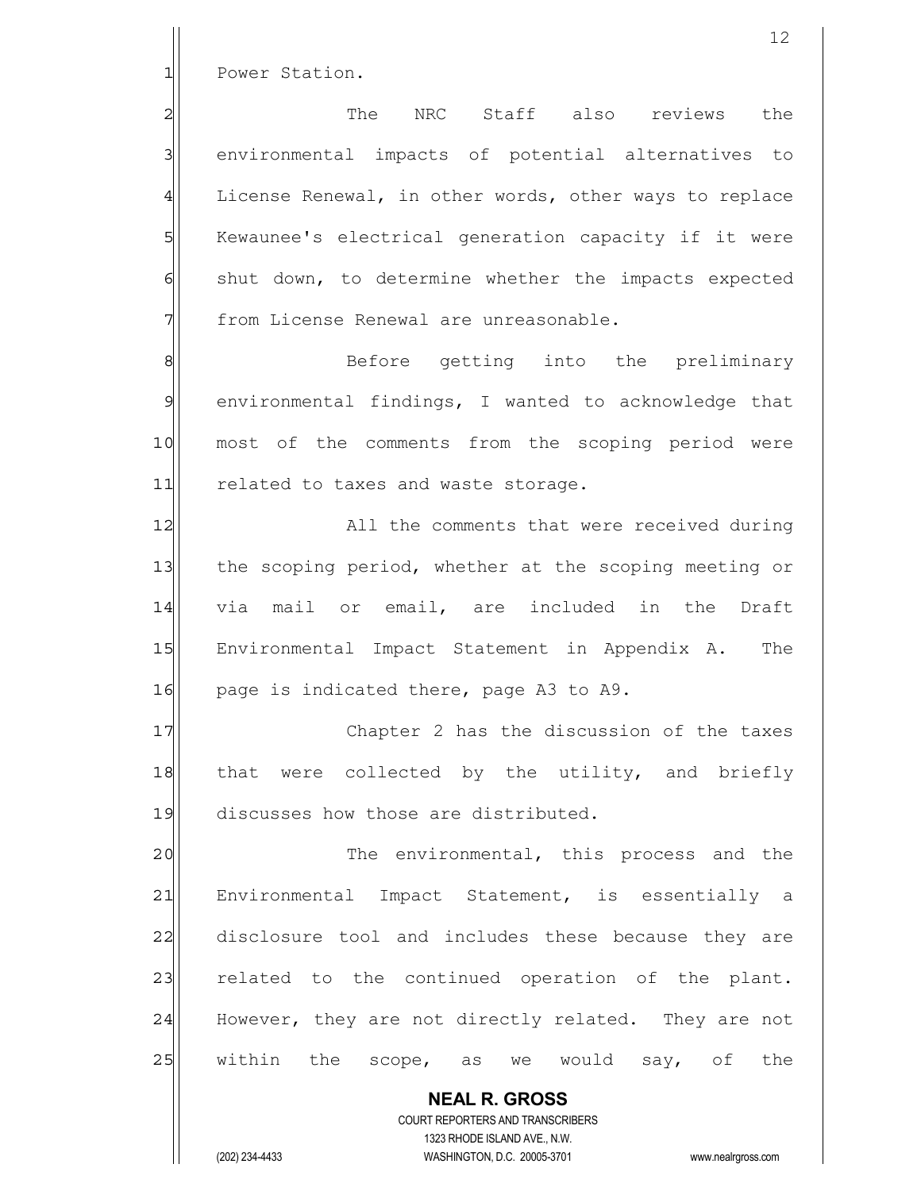Power Station.

The NRC Staff also reviews the environmental impacts of potential alternatives to License Renewal, in other words, other ways to replace Kewaunee's electrical generation capacity if it were shut down, to determine whether the impacts expected from License Renewal are unreasonable.

Before getting into the preliminary environmental findings, I wanted to acknowledge that most of the comments from the scoping period were related to taxes and waste storage.

All the comments that were received during the scoping period, whether at the scoping meeting or via mail or email, are included in the Draft Environmental Impact Statement in Appendix A. The page is indicated there, page A3 to A9.

Chapter 2 has the discussion of the taxes that were collected by the utility, and briefly discusses how those are distributed.

The environmental, this process and the Environmental Impact Statement, is essentially a disclosure tool and includes these because they are related to the continued operation of the plant. However, they are not directly related. They are not within the scope, as we would say, of the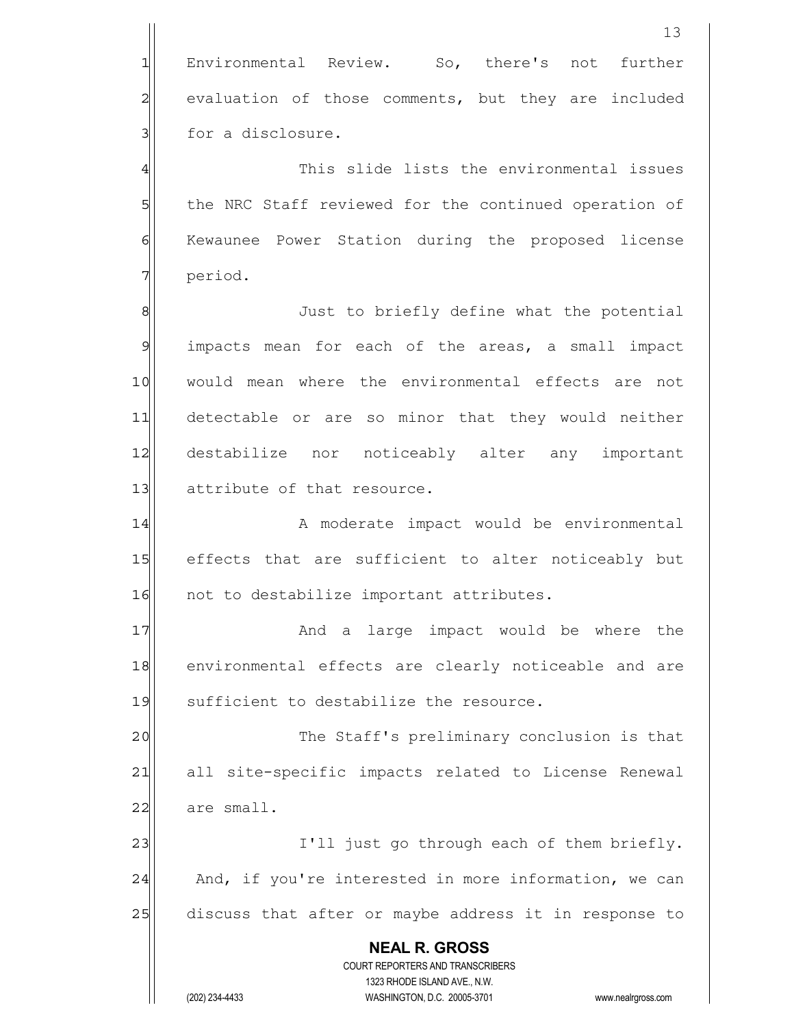Environmental Review. So, there's not further evaluation of those comments, but they are included for a disclosure.

This slide lists the environmental issues the NRC Staff reviewed for the continued operation of Kewaunee Power Station during the proposed license period.

Just to briefly define what the potential impacts mean for each of the areas, a small impact would mean where the environmental effects are not detectable or are so minor that they would neither destabilize nor noticeably alter any important attribute of that resource.

A moderate impact would be environmental effects that are sufficient to alter noticeably but not to destabilize important attributes.

And a large impact would be where the environmental effects are clearly noticeable and are sufficient to destabilize the resource.

The Staff's preliminary conclusion is that all site-specific impacts related to License Renewal are small.

I'll just go through each of them briefly. And, if you're interested in more information, we can discuss that after or maybe address it in response to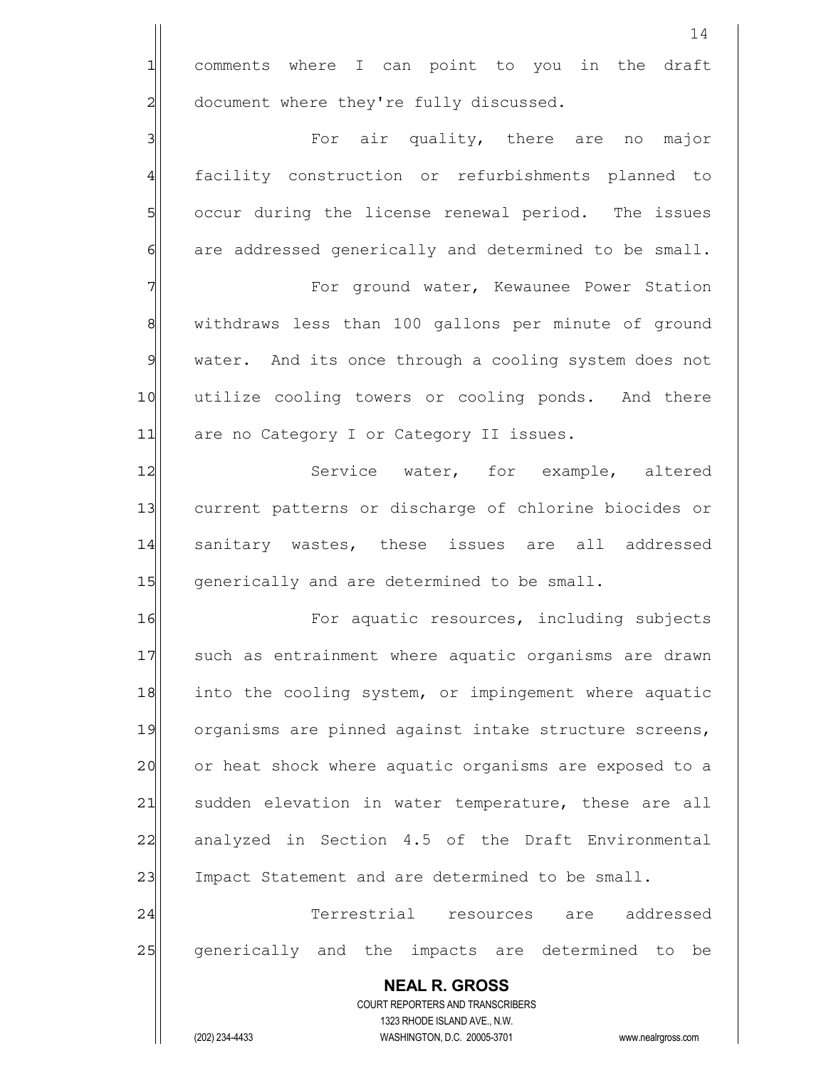comments where I can point to you in the draft document where they're fully discussed.

For air quality, there are no major facility construction or refurbishments planned to occur during the license renewal period. The issues are addressed generically and determined to be small.

For ground water, Kewaunee Power Station withdraws less than 100 gallons per minute of ground water. And its once through a cooling system does not utilize cooling towers or cooling ponds. And there are no Category I or Category II issues.

Service water, for example, altered current patterns or discharge of chlorine biocides or sanitary wastes, these issues are all addressed generically and are determined to be small.

For aquatic resources, including subjects such as entrainment where aquatic organisms are drawn into the cooling system, or impingement where aquatic organisms are pinned against intake structure screens, or heat shock where aquatic organisms are exposed to a sudden elevation in water temperature, these are all analyzed in Section 4.5 of the Draft Environmental Impact Statement and are determined to be small.

Terrestrial resources are addressed generically and the impacts are determined to be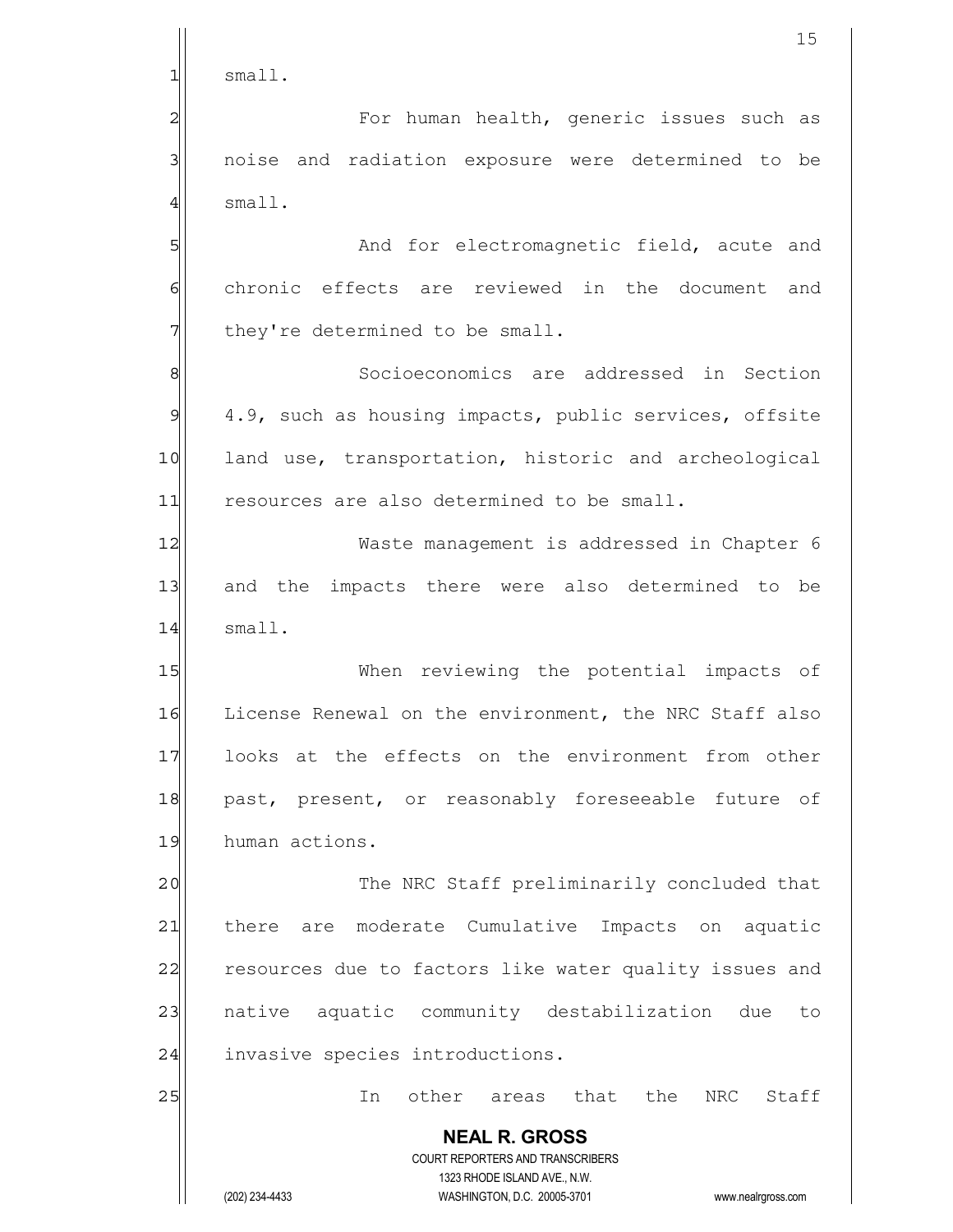small.

For human health, generic issues such as noise and radiation exposure were determined to be small.

And for electromagnetic field, acute and chronic effects are reviewed in the document and they're determined to be small.

Socioeconomics are addressed in Section 4.9, such as housing impacts, public services, offsite land use, transportation, historic and archeological resources are also determined to be small.

Waste management is addressed in Chapter 6 and the impacts there were also determined to be small.

When reviewing the potential impacts of License Renewal on the environment, the NRC Staff also looks at the effects on the environment from other past, present, or reasonably foreseeable future of human actions.

The NRC Staff preliminarily concluded that there are moderate Cumulative Impacts on aquatic resources due to factors like water quality issues and native aquatic community destabilization due to invasive species introductions.

In other areas that the NRC Staff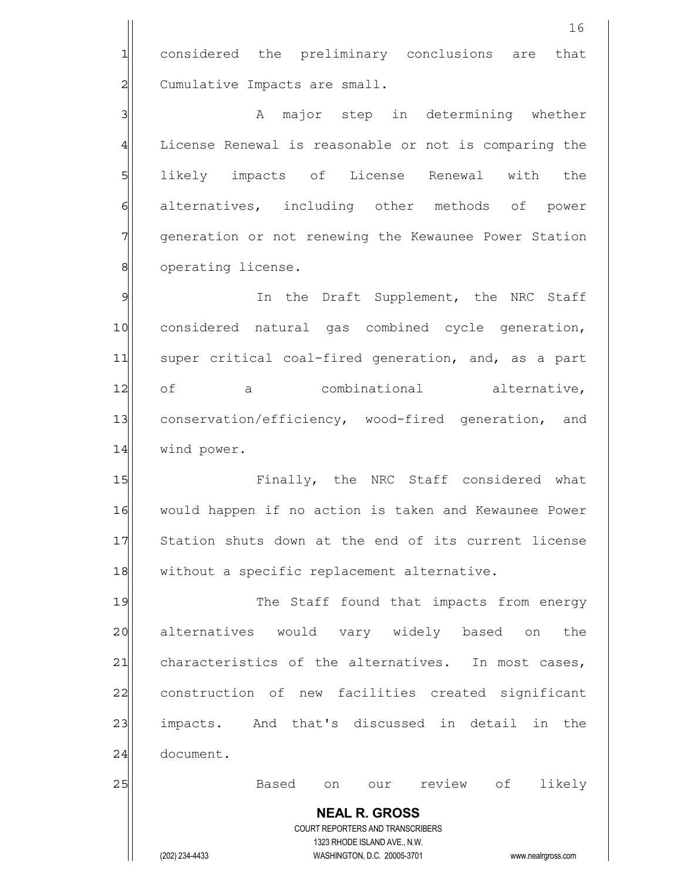considered the preliminary conclusions are that Cumulative Impacts are small.

A major step in determining whether License Renewal is reasonable or not is comparing the likely impacts of License Renewal with the alternatives, including other methods of power generation or not renewing the Kewaunee Power Station operating license.

In the Draft Supplement, the NRC Staff considered natural gas combined cycle generation, super critical coal-fired generation, and, as a part of a combinational alternative, conservation/efficiency, wood-fired generation, and wind power.

Finally, the NRC Staff considered what would happen if no action is taken and Kewaunee Power Station shuts down at the end of its current license without a specific replacement alternative.

The Staff found that impacts from energy alternatives would vary widely based on the characteristics of the alternatives. In most cases, construction of new facilities created significant impacts. And that's discussed in detail in the document.

Based on our review of likely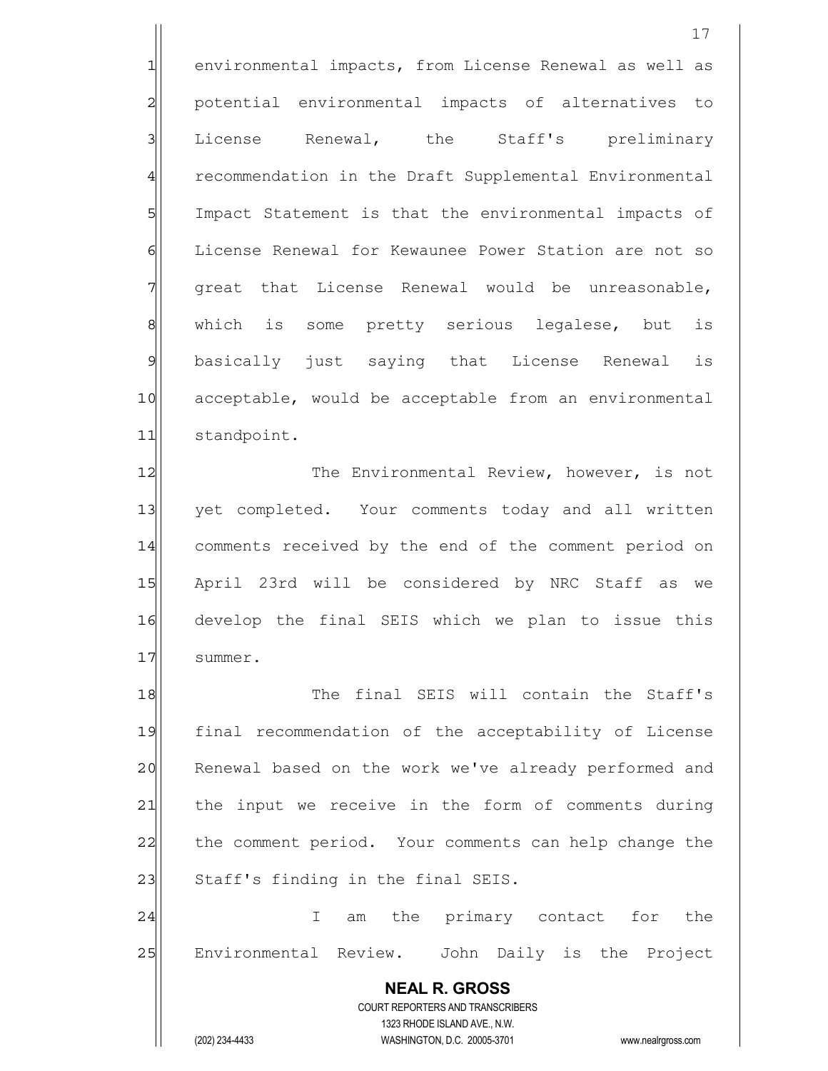environmental impacts, from License Renewal as well as potential environmental impacts of alternatives to License Renewal, the Staff's preliminary recommendation in the Draft Supplemental Environmental Impact Statement is that the environmental impacts of License Renewal for Kewaunee Power Station are not so great that License Renewal would be unreasonable, which is some pretty serious legalese, but is basically just saying that License Renewal is acceptable, would be acceptable from an environmental standpoint.

The Environmental Review, however, is not yet completed. Your comments today and all written comments received by the end of the comment period on April 23rd will be considered by NRC Staff as we develop the final SEIS which we plan to issue this summer.

The final SEIS will contain the Staff's final recommendation of the acceptability of License Renewal based on the work we've already performed and the input we receive in the form of comments during the comment period. Your comments can help change the Staff's finding in the final SEIS.

I am the primary contact for the Environmental Review. John Daily is the Project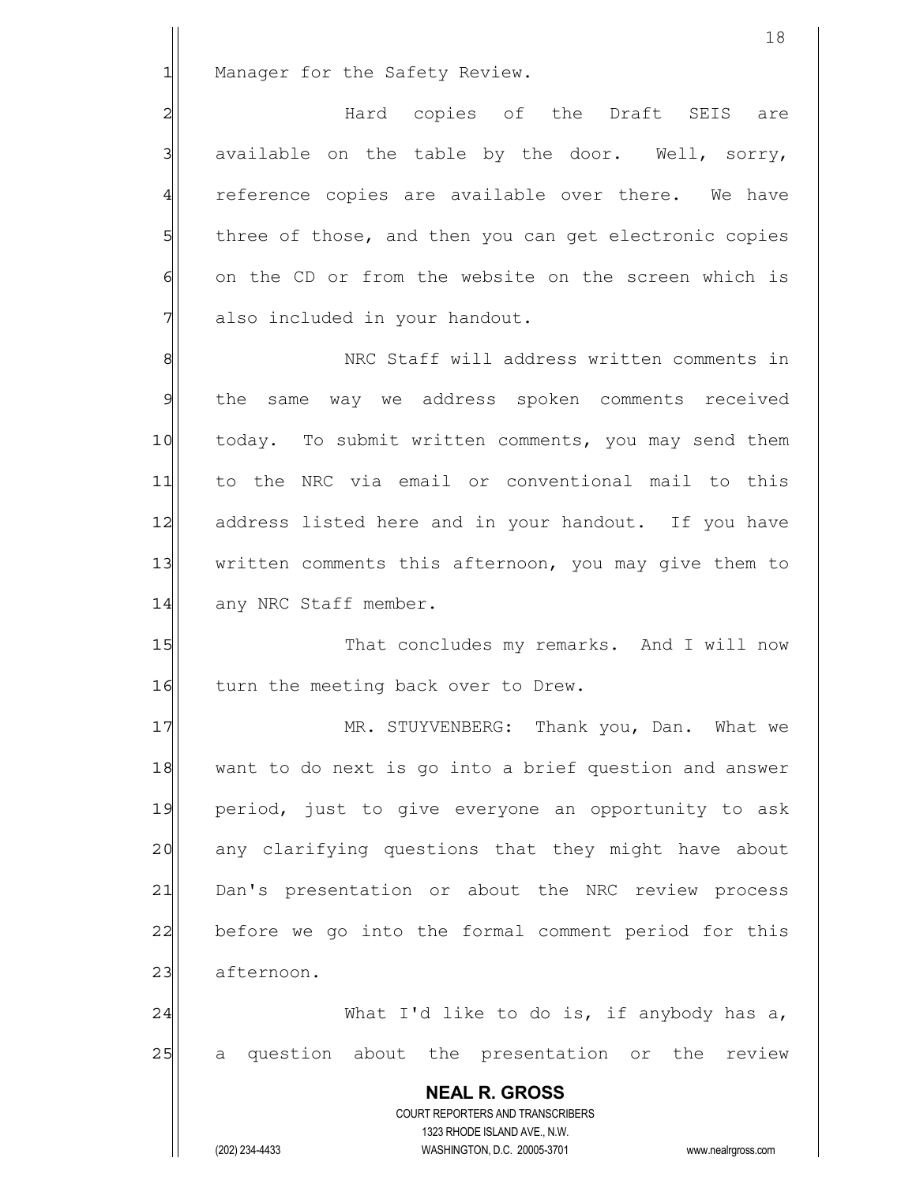Manager for the Safety Review.

Hard copies of the Draft SEIS are available on the table by the door. Well, sorry, reference copies are available over there. We have three of those, and then you can get electronic copies on the CD or from the website on the screen which is also included in your handout.

NRC Staff will address written comments in the same way we address spoken comments received today. To submit written comments, you may send them to the NRC via email or conventional mail to this address listed here and in your handout. If you have written comments this afternoon, you may give them to any NRC Staff member.

That concludes my remarks. And I will now turn the meeting back over to Drew.

MR. STUYVENBERG: Thank you, Dan. What we want to do next is go into a brief question and answer period, just to give everyone an opportunity to ask any clarifying questions that they might have about Dan's presentation or about the NRC review process before we go into the formal comment period for this afternoon.

What I'd like to do is, if anybody has a, a question about the presentation or the review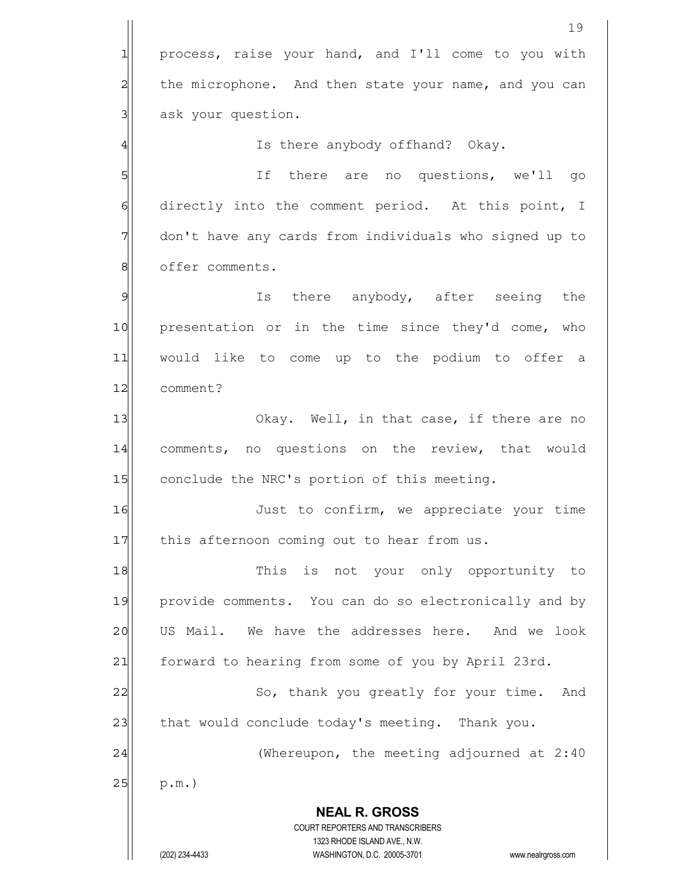process, raise your hand, and I'll come to you with the microphone. And then state your name, and you can ask your question.

Is there anybody offhand? Okay.

If there are no questions, we'll go directly into the comment period. At this point, I don't have any cards from individuals who signed up to offer comments.

Is there anybody, after seeing the presentation or in the time since they'd come, who would like to come up to the podium to offer a comment?

Okay. Well, in that case, if there are no comments, no questions on the review, that would conclude the NRC's portion of this meeting.

Just to confirm, we appreciate your time this afternoon coming out to hear from us.

This is not your only opportunity to provide comments. You can do so electronically and by US Mail. We have the addresses here. And we look forward to hearing from some of you by April 23rd.

So, thank you greatly for your time. And that would conclude today's meeting. Thank you.

(Whereupon, the meeting adjourned at 2:40 p.m.)